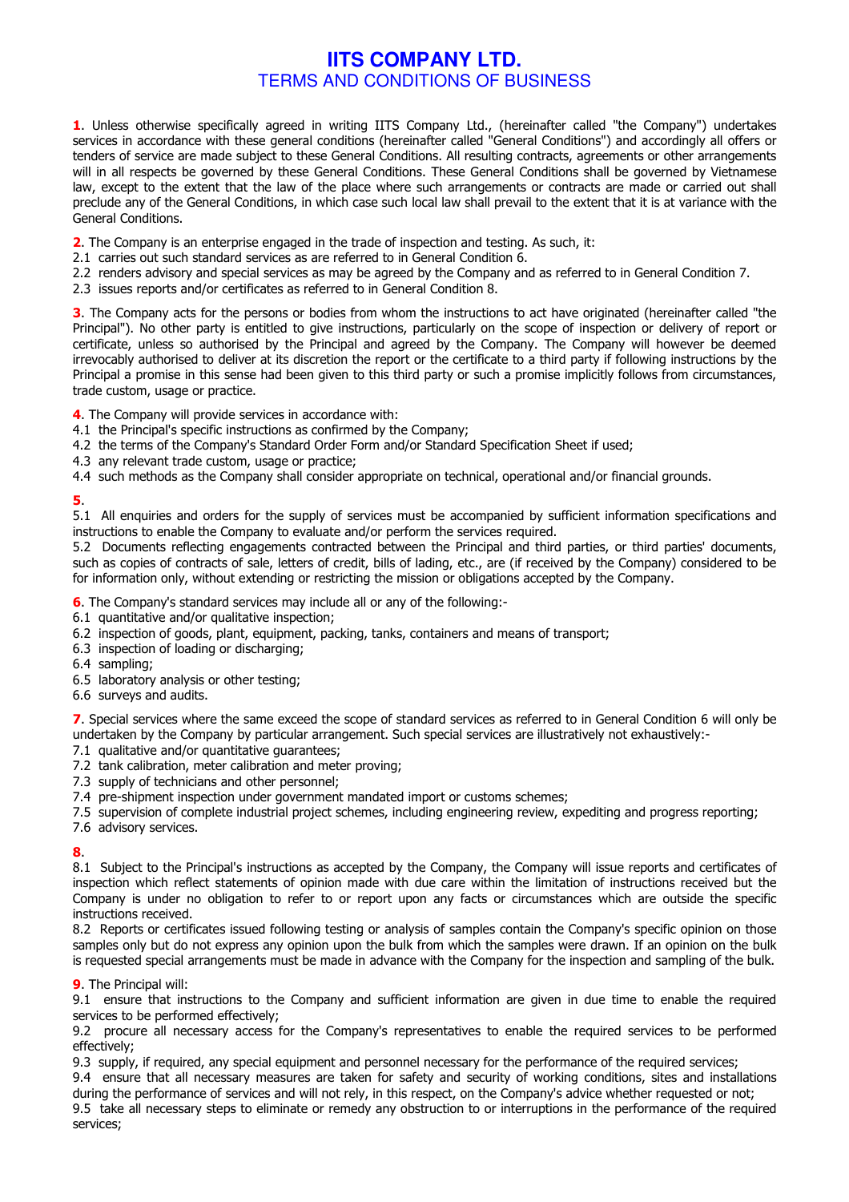# IITS COMPANY LTD.

## TERMS AND CONDITIONS OF BUSINESS

**1**. Unless otherwise specifically agreed in writing IITS Company Ltd., (hereinafter called "the Company") undertakes services in accordance with these general conditions (hereinafter called "General Conditions") and accordingly all offers or tenders of service are made subject to these General Conditions. All resulting contracts, agreements or other arrangements will in all respects be governed by these General Conditions. These General Conditions shall be governed by Vietnamese law, except to the extent that the law of the place where such arrangements or contracts are made or carried out shall preclude any of the General Conditions, in which case such local law shall prevail to the extent that it is at variance with the General Conditions.

**2**. The Company is an enterprise engaged in the trade of inspection and testing. As such, it:

2.1 carries out such standard services as are referred to in General Condition 6.
2.2 renders advisory and special services as may be agreed by the Company and as referred to in General Condition 7.
2.3 issues reports and/or certificates as referred to in General Condition 8.

**3**. The Company acts for the persons or bodies from whom the instructions to act have originated (hereinafter called "the Principal"). No other party is entitled to give instructions, particularly on the scope of inspection or delivery of report or certificate, unless so authorised by the Principal and agreed by the Company. The Company will however be deemed irrevocably authorised to deliver at its discretion the report or the certificate to a third party if following instructions by the Principal a promise in this sense had been given to this third party or such a promise implicitly follows from circumstances, trade custom, usage or practice.

**4**. The Company will provide services in accordance with:

4.1 the Principal's specific instructions as confirmed by the Company;
4.2 the terms of the Company's Standard Order Form and/or Standard Specification Sheet if used;
4.3 any relevant trade custom, usage or practice;
4.4 such methods as the Company shall consider appropriate on technical, operational and/or financial grounds.

**5**.

5.1 All enquiries and orders for the supply of services must be accompanied by sufficient information specifications and instructions to enable the Company to evaluate and/or perform the services required.
5.2 Documents reflecting engagements contracted between the Principal and third parties, or third parties' documents, such as copies of contracts of sale, letters of credit, bills of lading, etc., are (if received by the Company) considered to be for information only, without extending or restricting the mission or obligations accepted by the Company.

**6**. The Company's standard services may include all or any of the following:-

6.1 quantitative and/or qualitative inspection;
6.2 inspection of goods, plant, equipment, packing, tanks, containers and means of transport;
6.3 inspection of loading or discharging;
6.4 sampling;
6.5 laboratory analysis or other testing;
6.6 surveys and audits.

**7**. Special services where the same exceed the scope of standard services as referred to in General Condition 6 will only be undertaken by the Company by particular arrangement. Such special services are illustratively not exhaustively:-

7.1 qualitative and/or quantitative guarantees;
7.2 tank calibration, meter calibration and meter proving;
7.3 supply of technicians and other personnel;
7.4 pre-shipment inspection under government mandated import or customs schemes;
7.5 supervision of complete industrial project schemes, including engineering review, expediting and progress reporting;
7.6 advisory services.

**8**.

8.1 Subject to the Principal's instructions as accepted by the Company, the Company will issue reports and certificates of inspection which reflect statements of opinion made with due care within the limitation of instructions received but the Company is under no obligation to refer to or report upon any facts or circumstances which are outside the specific instructions received.
8.2 Reports or certificates issued following testing or analysis of samples contain the Company's specific opinion on those samples only but do not express any opinion upon the bulk from which the samples were drawn. If an opinion on the bulk is requested special arrangements must be made in advance with the Company for the inspection and sampling of the bulk.

**9**. The Principal will:

9.1 ensure that instructions to the Company and sufficient information are given in due time to enable the required services to be performed effectively;
9.2 procure all necessary access for the Company's representatives to enable the required services to be performed effectively;
9.3 supply, if required, any special equipment and personnel necessary for the performance of the required services;
9.4 ensure that all necessary measures are taken for safety and security of working conditions, sites and installations during the performance of services and will not rely, in this respect, on the Company's advice whether requested or not;
9.5 take all necessary steps to eliminate or remedy any obstruction to or interruptions in the performance of the required services;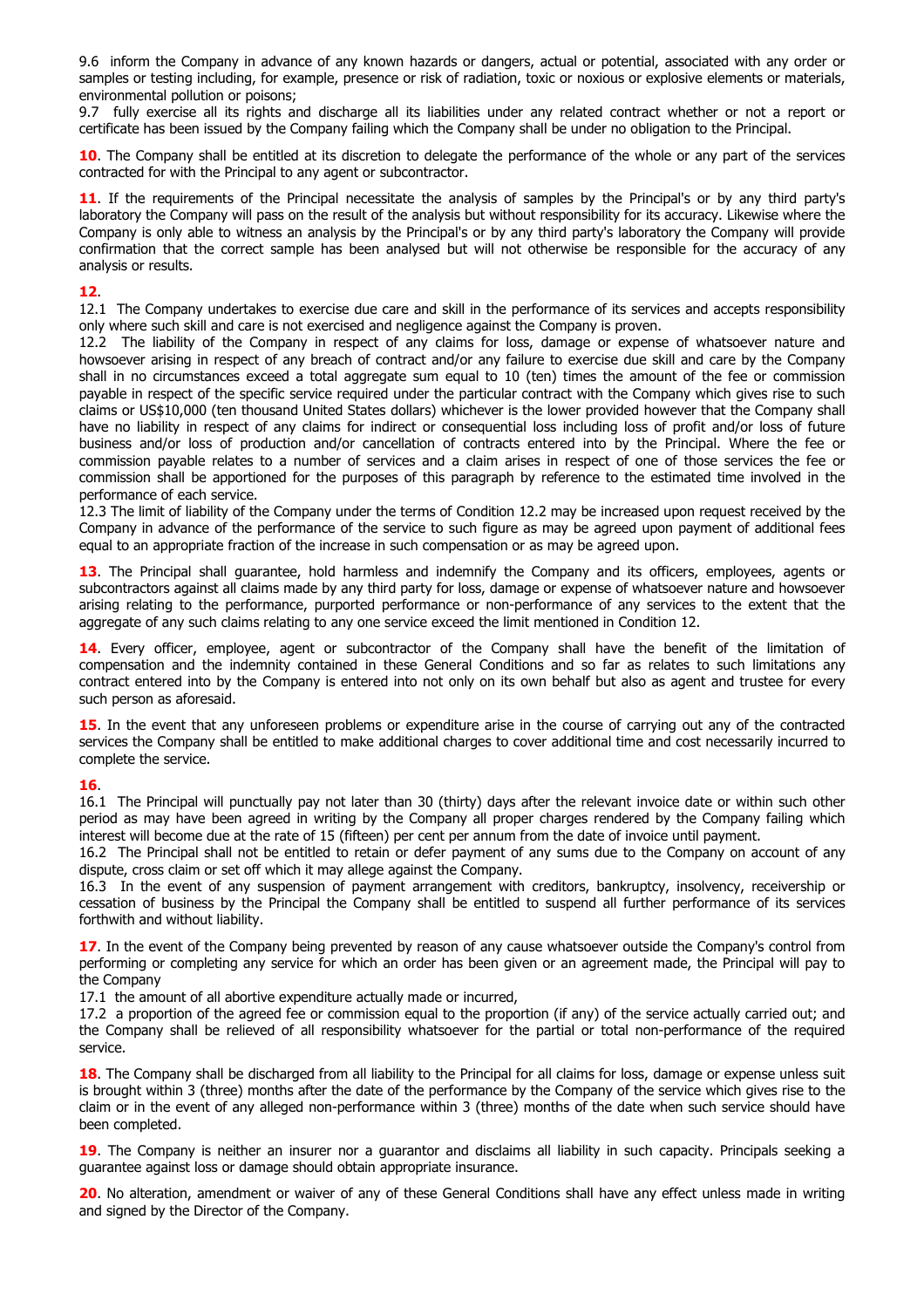9.6 inform the Company in advance of any known hazards or dangers, actual or potential, associated with any order or samples or testing including, for example, presence or risk of radiation, toxic or noxious or explosive elements or materials, environmental pollution or poisons;

9.7 fully exercise all its rights and discharge all its liabilities under any related contract whether or not a report or certificate has been issued by the Company failing which the Company shall be under no obligation to the Principal.

**10**. The Company shall be entitled at its discretion to delegate the performance of the whole or any part of the services contracted for with the Principal to any agent or subcontractor.

**11**. If the requirements of the Principal necessitate the analysis of samples by the Principal's or by any third party's laboratory the Company will pass on the result of the analysis but without responsibility for its accuracy. Likewise where the Company is only able to witness an analysis by the Principal's or by any third party's laboratory the Company will provide confirmation that the correct sample has been analysed but will not otherwise be responsible for the accuracy of any analysis or results.

**12**.

12.1 The Company undertakes to exercise due care and skill in the performance of its services and accepts responsibility only where such skill and care is not exercised and negligence against the Company is proven.

12.2 The liability of the Company in respect of any claims for loss, damage or expense of whatsoever nature and howsoever arising in respect of any breach of contract and/or any failure to exercise due skill and care by the Company shall in no circumstances exceed a total aggregate sum equal to 10 (ten) times the amount of the fee or commission payable in respect of the specific service required under the particular contract with the Company which gives rise to such claims or US$10,000 (ten thousand United States dollars) whichever is the lower provided however that the Company shall have no liability in respect of any claims for indirect or consequential loss including loss of profit and/or loss of future business and/or loss of production and/or cancellation of contracts entered into by the Principal. Where the fee or commission payable relates to a number of services and a claim arises in respect of one of those services the fee or commission shall be apportioned for the purposes of this paragraph by reference to the estimated time involved in the performance of each service.

12.3 The limit of liability of the Company under the terms of Condition 12.2 may be increased upon request received by the Company in advance of the performance of the service to such figure as may be agreed upon payment of additional fees equal to an appropriate fraction of the increase in such compensation or as may be agreed upon.

**13**. The Principal shall guarantee, hold harmless and indemnify the Company and its officers, employees, agents or subcontractors against all claims made by any third party for loss, damage or expense of whatsoever nature and howsoever arising relating to the performance, purported performance or non-performance of any services to the extent that the aggregate of any such claims relating to any one service exceed the limit mentioned in Condition 12.

**14**. Every officer, employee, agent or subcontractor of the Company shall have the benefit of the limitation of compensation and the indemnity contained in these General Conditions and so far as relates to such limitations any contract entered into by the Company is entered into not only on its own behalf but also as agent and trustee for every such person as aforesaid.

**15**. In the event that any unforeseen problems or expenditure arise in the course of carrying out any of the contracted services the Company shall be entitled to make additional charges to cover additional time and cost necessarily incurred to complete the service.

**16**.

16.1 The Principal will punctually pay not later than 30 (thirty) days after the relevant invoice date or within such other period as may have been agreed in writing by the Company all proper charges rendered by the Company failing which interest will become due at the rate of 15 (fifteen) per cent per annum from the date of invoice until payment.

16.2 The Principal shall not be entitled to retain or defer payment of any sums due to the Company on account of any dispute, cross claim or set off which it may allege against the Company.

16.3 In the event of any suspension of payment arrangement with creditors, bankruptcy, insolvency, receivership or cessation of business by the Principal the Company shall be entitled to suspend all further performance of its services forthwith and without liability.

**17**. In the event of the Company being prevented by reason of any cause whatsoever outside the Company's control from performing or completing any service for which an order has been given or an agreement made, the Principal will pay to the Company

17.1 the amount of all abortive expenditure actually made or incurred,

17.2 a proportion of the agreed fee or commission equal to the proportion (if any) of the service actually carried out; and the Company shall be relieved of all responsibility whatsoever for the partial or total non-performance of the required service.

**18**. The Company shall be discharged from all liability to the Principal for all claims for loss, damage or expense unless suit is brought within 3 (three) months after the date of the performance by the Company of the service which gives rise to the claim or in the event of any alleged non-performance within 3 (three) months of the date when such service should have been completed.

**19**. The Company is neither an insurer nor a guarantor and disclaims all liability in such capacity. Principals seeking a guarantee against loss or damage should obtain appropriate insurance.

**20**. No alteration, amendment or waiver of any of these General Conditions shall have any effect unless made in writing and signed by the Director of the Company.